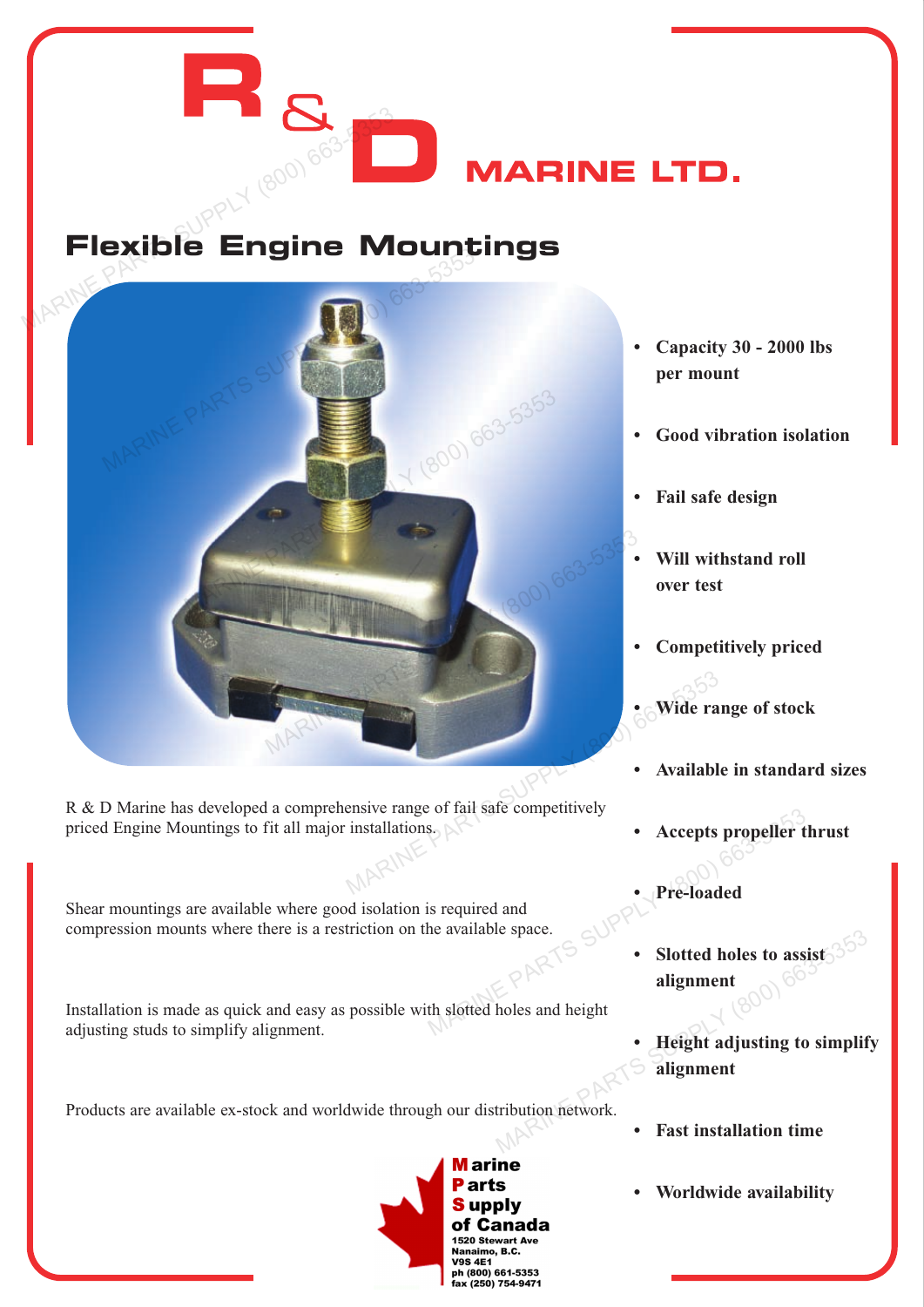# R & D MARINE LTD.

## Flexible Engine Mountings

R & D Marine has developed a comprehensive range of fail safe competitively priced Engine Mountings to fit all major installations.

Shear mountings are available where good isolation is required and compression mounts where there is a restriction on the available space.

Installation is made as quick and easy as possible with slotted holes and height adjusting studs to simplify alignment.

Products are available ex-stock and worldwide through our distribution network.

- **Capacity 30 - 2000 lbs per mount**
- **Good vibration isolation**
- **Fail safe design**
- **Will withstand roll over test**
- **Competitively priced**
- **Wide range of stock**
- **Available in standard sizes**
- **Accepts propeller thrust**
- **Pre-loaded**
- **Slotted holes to assist alignment**
- **Height adjusting to simplify alignment**
- **Fast installation time**
- **Worldwide availability**

**Marine Parts Supply of Canada**
1520 Stewart Ave
Nanaimo, B.C.
V9S 4E1
ph (800) 661-5353
fax (250) 754-9471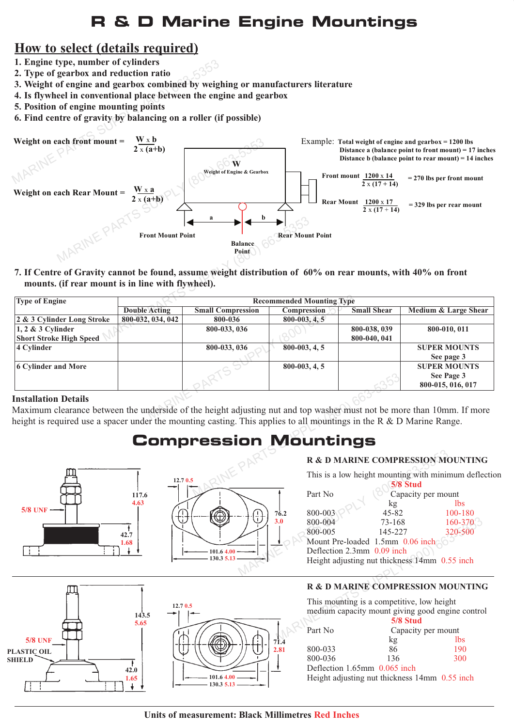# R & D Marine Engine Mountings

## How to select (details required)

1. Engine type, number of cylinders
2. Type of gearbox and reduction ratio
3. Weight of engine and gearbox combined by weighing or manufacturers literature
4. Is flywheel in conventional place between the engine and gearbox
5. Position of engine mounting points
6. Find centre of gravity by balancing on a roller (if possible)

Weight on each front mount = $\frac{W \times b}{2 \times (a+b)}$

Weight on each Rear Mount = $\frac{W \times a}{2 \times (a+b)}$

W — Weight of Engine & Gearbox

Front Mount Point — Balance Point — Rear Mount Point

Example: Total weight of engine and gearbox = 1200 lbs
Distance a (balance point to front mount) = 17 inches
Distance b (balance point to rear mount) = 14 inches

Front mount $\frac{1200 \times 14}{2 \times (17 + 14)}$ = 270 lbs per front mount

Rear Mount $\frac{1200 \times 17}{2 \times (17 + 14)}$ = 329 lbs per rear mount

7. If Centre of Gravity cannot be found, assume weight distribution of 60% on rear mounts, with 40% on front mounts. (if rear mount is in line with flywheel).

| Type of Engine | Recommended Mounting Type | | | | |
|---|---|---|---|---|---|
| | Double Acting | Small Compression | Compression | Small Shear | Medium & Large Shear |
| 2 & 3 Cylinder Long Stroke | 800-032, 034, 042 | 800-036 | 800-003, 4, 5 | | |
| 1, 2 & 3 Cylinder Short Stroke High Speed | | 800-033, 036 | | 800-038, 039 800-040, 041 | 800-010, 011 |
| 4 Cylinder | | 800-033, 036 | 800-003, 4, 5 | | SUPER MOUNTS See page 3 |
| 6 Cylinder and More | | | 800-003, 4, 5 | | SUPER MOUNTS See Page 3 800-015, 016, 017 |

**Installation Details**

Maximum clearance between the underside of the height adjusting nut and top washer must not be more than 10mm. If more height is required use a spacer under the mounting casting. This applies to all mountings in the R & D Marine Range.

# Compression Mountings

5/8 UNF — 117.6 4.63 — 42.7 1.68 — 12.7 0.5 — 76.2 3.0 — 101.6 4.00 — 130.3 5.13

**R & D MARINE COMPRESSION MOUNTING**

This is a low height mounting with minimum deflection

| Part No | 5/8 Stud Capacity per mount kg | lbs |
|---|---|---|
| 800-003 | 45-82 | 100-180 |
| 800-004 | 73-168 | 160-370 |
| 800-005 | 145-227 | 320-500 |

Mount Pre-loaded 1.5mm 0.06 inch
Deflection 2.3mm 0.09 inch
Height adjusting nut thickness 14mm 0.55 inch

5/8 UNF — PLASTIC OIL SHIELD — 143.5 5.65 — 42.0 1.65 — 12.7 0.5 — 71.4 2.81 — 101.6 4.00 — 130.3 5.13

**R & D MARINE COMPRESSION MOUNTING**

This mounting is a competitive, low height medium capacity mount giving good engine control

| Part No | 5/8 Stud Capacity per mount kg | lbs |
|---|---|---|
| 800-033 | 86 | 190 |
| 800-036 | 136 | 300 |

Deflection 1.65mm 0.065 inch
Height adjusting nut thickness 14mm 0.55 inch

Units of measurement: Black Millimetres Red Inches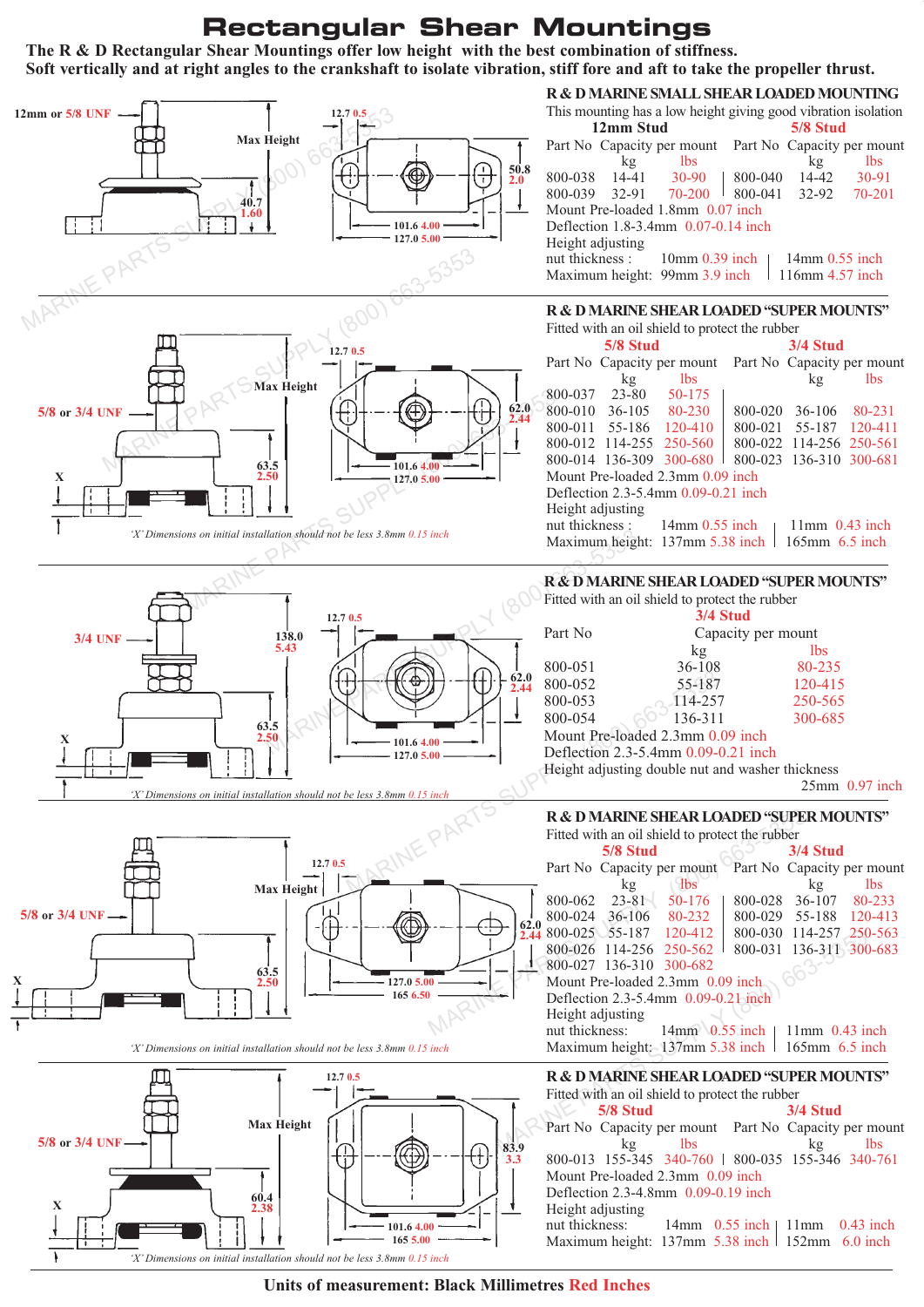# Rectangular Shear Mountings

**The R & D Rectangular Shear Mountings offer low height with the best combination of stiffness. Soft vertically and at right angles to the crankshaft to isolate vibration, stiff fore and aft to take the propeller thrust.**

12mm or 5/8 UNF — Max Height — 40.7 1.60 — 12.7 0.5 — 50.8 2.0 — 101.6 4.00 — 127.0 5.00

### R & D MARINE SMALL SHEAR LOADED MOUNTING

This mounting has a low height giving good vibration isolation

| 12mm Stud | | | 5/8 Stud | | |
|---|---|---|---|---|---|
| Part No | Capacity per mount kg | lbs | Part No | Capacity per mount kg | lbs |
| 800-038 | 14-41 | 30-90 | 800-040 | 14-42 | 30-91 |
| 800-039 | 32-91 | 70-200 | 800-041 | 32-92 | 70-201 |

Mount Pre-loaded 1.8mm 0.07 inch
Deflection 1.8-3.4mm 0.07-0.14 inch
Height adjusting
nut thickness : 10mm 0.39 inch | 14mm 0.55 inch
Maximum height: 99mm 3.9 inch | 116mm 4.57 inch

---

5/8 or 3/4 UNF — Max Height — 63.5 2.50 — X — 12.7 0.5 — 62.0 2.44 — 101.6 4.00 — 127.0 5.00

*'X' Dimensions on initial installation should not be less 3.8mm 0.15 inch*

### R & D MARINE SHEAR LOADED "SUPER MOUNTS"

Fitted with an oil shield to protect the rubber

| 5/8 Stud | | | 3/4 Stud | | |
|---|---|---|---|---|---|
| Part No | Capacity per mount kg | lbs | Part No | Capacity per mount kg | lbs |
| 800-037 | 23-80 | 50-175 | | | |
| 800-010 | 36-105 | 80-230 | 800-020 | 36-106 | 80-231 |
| 800-011 | 55-186 | 120-410 | 800-021 | 55-187 | 120-411 |
| 800-012 | 114-255 | 250-560 | 800-022 | 114-256 | 250-561 |
| 800-014 | 136-309 | 300-680 | 800-023 | 136-310 | 300-681 |

Mount Pre-loaded 2.3mm 0.09 inch
Deflection 2.3-5.4mm 0.09-0.21 inch
Height adjusting
nut thickness : 14mm 0.55 inch | 11mm 0.43 inch
Maximum height: 137mm 5.38 inch | 165mm 6.5 inch

---

3/4 UNF — 138.0 5.43 — 63.5 2.50 — X — 12.7 0.5 — 62.0 2.44 — 101.6 4.00 — 127.0 5.00

*'X' Dimensions on initial installation should not be less 3.8mm 0.15 inch*

### R & D MARINE SHEAR LOADED "SUPER MOUNTS"

Fitted with an oil shield to protect the rubber

| Part No | 3/4 Stud Capacity per mount kg | lbs |
|---|---|---|
| 800-051 | 36-108 | 80-235 |
| 800-052 | 55-187 | 120-415 |
| 800-053 | 114-257 | 250-565 |
| 800-054 | 136-311 | 300-685 |

Mount Pre-loaded 2.3mm 0.09 inch
Deflection 2.3-5.4mm 0.09-0.21 inch
Height adjusting double nut and washer thickness 25mm 0.97 inch

---

5/8 or 3/4 UNF — Max Height — 63.5 2.50 — X — 12.7 0.5 — 62.0 2.44 — 127.0 5.00 — 165 6.50

*'X' Dimensions on initial installation should not be less 3.8mm 0.15 inch*

### R & D MARINE SHEAR LOADED "SUPER MOUNTS"

Fitted with an oil shield to protect the rubber

| 5/8 Stud | | | 3/4 Stud | | |
|---|---|---|---|---|---|
| Part No | Capacity per mount kg | lbs | Part No | Capacity per mount kg | lbs |
| 800-062 | 23-81 | 50-176 | 800-028 | 36-107 | 80-233 |
| 800-024 | 36-106 | 80-232 | 800-029 | 55-188 | 120-413 |
| 800-025 | 55-187 | 120-412 | 800-030 | 114-257 | 250-563 |
| 800-026 | 114-256 | 250-562 | 800-031 | 136-311 | 300-683 |
| 800-027 | 136-310 | 300-682 | | | |

Mount Pre-loaded 2.3mm 0.09 inch
Deflection 2.3-5.4mm 0.09-0.21 inch
Height adjusting
nut thickness: 14mm 0.55 inch | 11mm 0.43 inch
Maximum height: 137mm 5.38 inch | 165mm 6.5 inch

---

5/8 or 3/4 UNF — Max Height — 60.4 2.38 — X — 12.7 0.5 — 83.9 3.3 — 101.6 4.00 — 165 5.00

*'X' Dimensions on initial installation should not be less 3.8mm 0.15 inch*

### R & D MARINE SHEAR LOADED "SUPER MOUNTS"

Fitted with an oil shield to protect the rubber

| 5/8 Stud | | | 3/4 Stud | | |
|---|---|---|---|---|---|
| Part No | Capacity per mount kg | lbs | Part No | Capacity per mount kg | lbs |
| 800-013 | 155-345 | 340-760 | 800-035 | 155-346 | 340-761 |

Mount Pre-loaded 2.3mm 0.09 inch
Deflection 2.3-4.8mm 0.09-0.19 inch
Height adjusting
nut thickness: 14mm 0.55 inch | 11mm 0.43 inch
Maximum height: 137mm 5.38 inch | 152mm 6.0 inch

---

**Units of measurement: Black Millimetres Red Inches**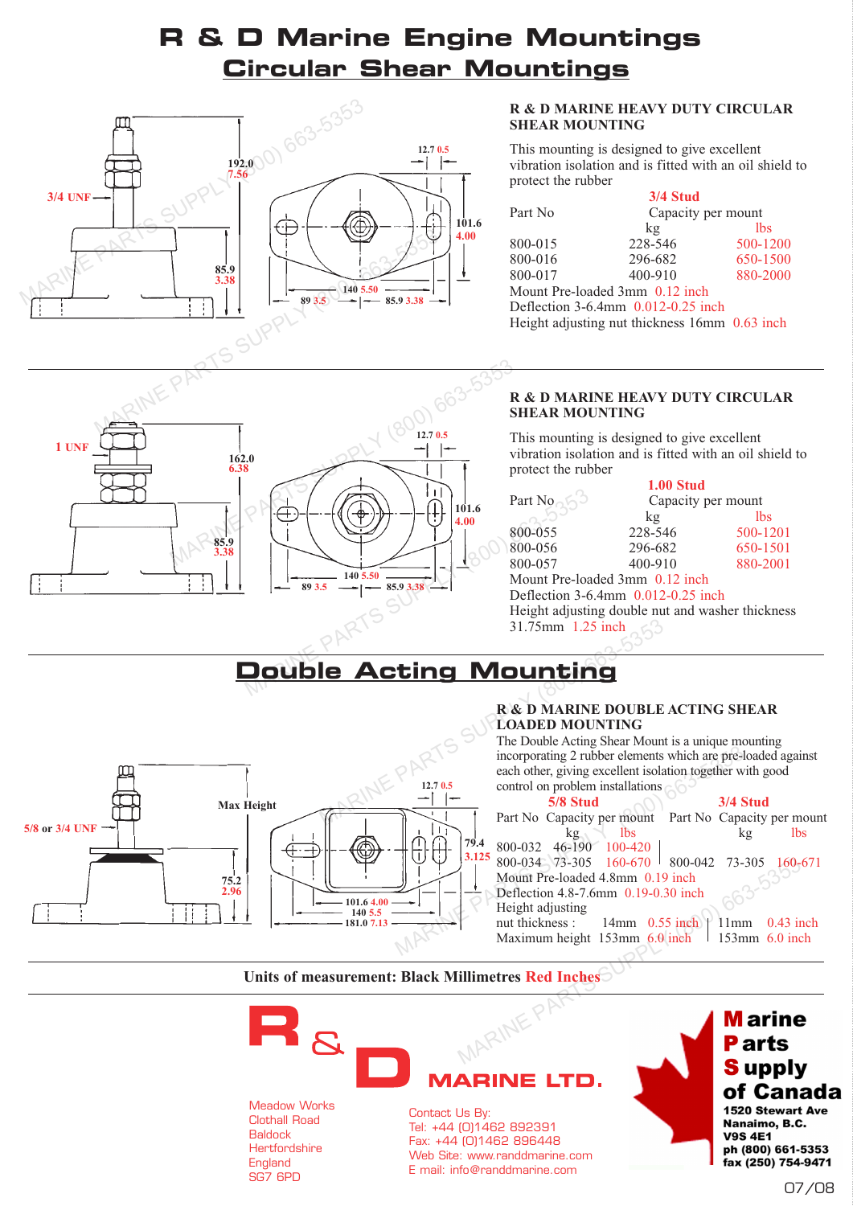# R & D Marine Engine Mountings

## Circular Shear Mountings

3/4 UNF

192.0 7.56

85.9 3.38

12.7 0.5

101.6 4.00

89 3.5

140 5.50

85.9 3.38

### R & D MARINE HEAVY DUTY CIRCULAR SHEAR MOUNTING

This mounting is designed to give excellent vibration isolation and is fitted with an oil shield to protect the rubber

| Part No | 3/4 Stud Capacity per mount kg | lbs |
|---|---|---|
| 800-015 | 228-546 | 500-1200 |
| 800-016 | 296-682 | 650-1500 |
| 800-017 | 400-910 | 880-2000 |

Mount Pre-loaded 3mm 0.12 inch
Deflection 3-6.4mm 0.012-0.25 inch
Height adjusting nut thickness 16mm 0.63 inch

1 UNF

162.0 6.38

85.9 3.38

12.7 0.5

101.6 4.00

89 3.5

140 5.50

85.9 3.38

### R & D MARINE HEAVY DUTY CIRCULAR SHEAR MOUNTING

This mounting is designed to give excellent vibration isolation and is fitted with an oil shield to protect the rubber

| Part No | 1.00 Stud Capacity per mount kg | lbs |
|---|---|---|
| 800-055 | 228-546 | 500-1201 |
| 800-056 | 296-682 | 650-1501 |
| 800-057 | 400-910 | 880-2001 |

Mount Pre-loaded 3mm 0.12 inch
Deflection 3-6.4mm 0.012-0.25 inch
Height adjusting double nut and washer thickness 31.75mm 1.25 inch

## Double Acting Mounting

5/8 or 3/4 UNF

Max Height

75.2 2.96

12.7 0.5

79.4 3.125

101.6 4.00

140 5.5

181.0 7.13

### R & D MARINE DOUBLE ACTING SHEAR LOADED MOUNTING

The Double Acting Shear Mount is a unique mounting incorporating 2 rubber elements which are pre-loaded against each other, giving excellent isolation together with good control on problem installations

| 5/8 Stud Part No | Capacity per mount kg | lbs | 3/4 Stud Part No | Capacity per mount kg | lbs |
|---|---|---|---|---|---|
| 800-032 | 46-190 | 100-420 | | | |
| 800-034 | 73-305 | 160-670 | 800-042 | 73-305 | 160-671 |

Mount Pre-loaded 4.8mm 0.19 inch
Deflection 4.8-7.6mm 0.19-0.30 inch
Height adjusting nut thickness : 14mm 0.55 inch | 11mm 0.43 inch
Maximum height 153mm 6.0 inch | 153mm 6.0 inch

**Units of measurement: Black Millimetres Red Inches**

R & D MARINE LTD.

Meadow Works
Clothall Road
Baldock
Hertfordshire
England
SG7 6PD

Contact Us By:
Tel: +44 (0)1462 892391
Fax: +44 (0)1462 896448
Web Site: www.randdmarine.com
E mail: info@randdmarine.com

Marine Parts Supply of Canada
1520 Stewart Ave
Nanaimo, B.C.
V9S 4E1
ph (800) 661-5353
fax (250) 754-9471

07/08